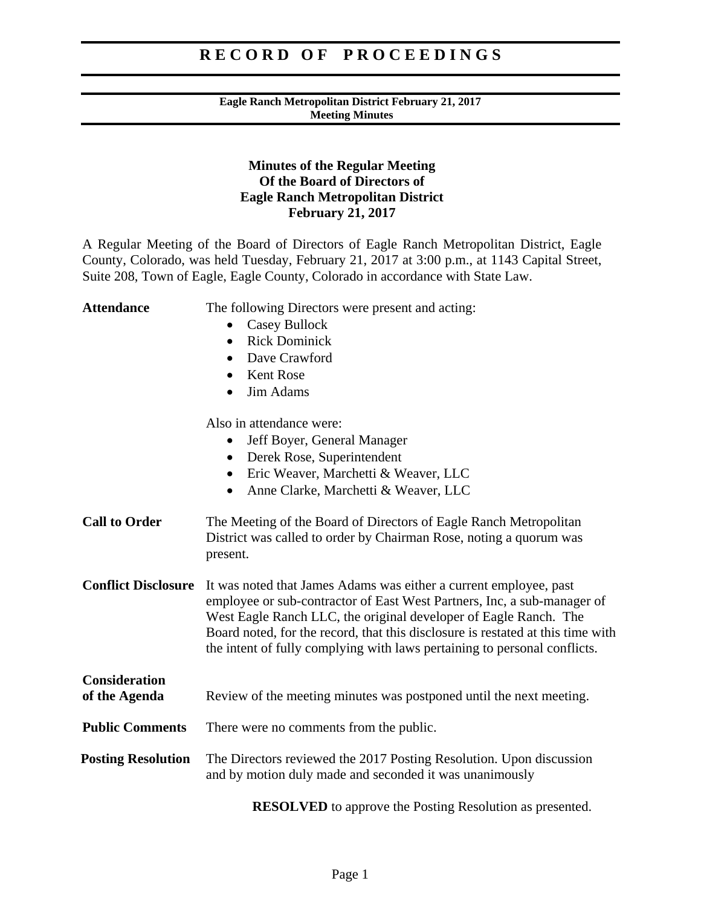# RECORD OF PROCEEDINGS

**Eagle Ranch Metropolitan District February 21, 2017**
**Meeting Minutes**

## Minutes of the Regular Meeting Of the Board of Directors of Eagle Ranch Metropolitan District February 21, 2017

A Regular Meeting of the Board of Directors of Eagle Ranch Metropolitan District, Eagle County, Colorado, was held Tuesday, February 21, 2017 at 3:00 p.m., at 1143 Capital Street, Suite 208, Town of Eagle, Eagle County, Colorado in accordance with State Law.

**Attendance**

The following Directors were present and acting:

- Casey Bullock
- Rick Dominick
- Dave Crawford
- Kent Rose
- Jim Adams

Also in attendance were:

- Jeff Boyer, General Manager
- Derek Rose, Superintendent
- Eric Weaver, Marchetti & Weaver, LLC
- Anne Clarke, Marchetti & Weaver, LLC

**Call to Order**

The Meeting of the Board of Directors of Eagle Ranch Metropolitan District was called to order by Chairman Rose, noting a quorum was present.

**Conflict Disclosure**

It was noted that James Adams was either a current employee, past employee or sub-contractor of East West Partners, Inc, a sub-manager of West Eagle Ranch LLC, the original developer of Eagle Ranch. The Board noted, for the record, that this disclosure is restated at this time with the intent of fully complying with laws pertaining to personal conflicts.

**Consideration of the Agenda**

Review of the meeting minutes was postponed until the next meeting.

**Public Comments**

There were no comments from the public.

**Posting Resolution**

The Directors reviewed the 2017 Posting Resolution. Upon discussion and by motion duly made and seconded it was unanimously

**RESOLVED** to approve the Posting Resolution as presented.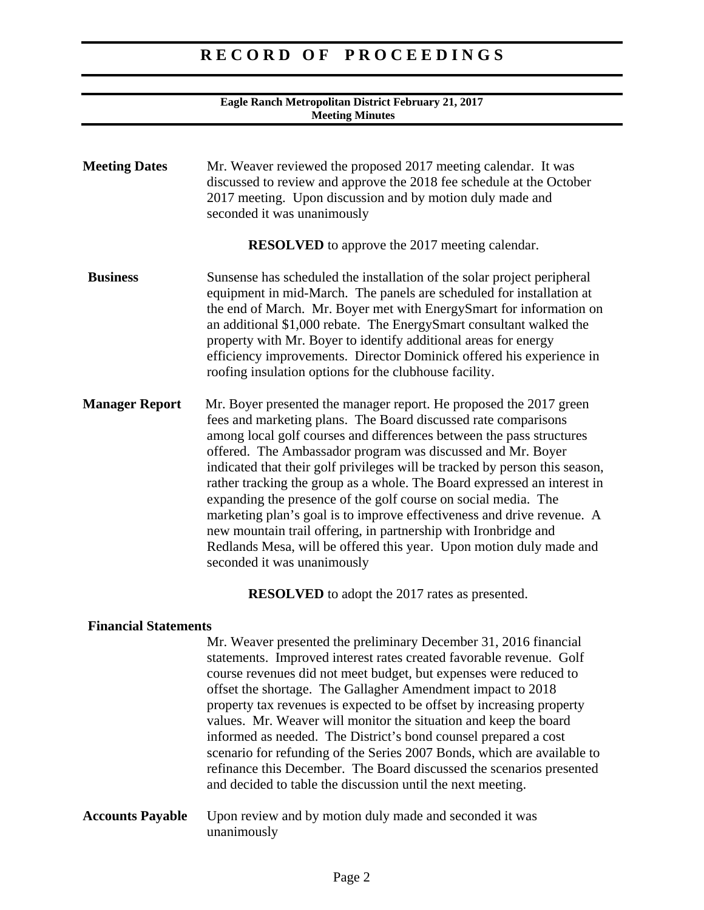# RECORD OF PROCEEDINGS

**Eagle Ranch Metropolitan District February 21, 2017**
**Meeting Minutes**

**Meeting Dates**

Mr. Weaver reviewed the proposed 2017 meeting calendar. It was discussed to review and approve the 2018 fee schedule at the October 2017 meeting. Upon discussion and by motion duly made and seconded it was unanimously

**RESOLVED** to approve the 2017 meeting calendar.

**Business**

Sunsense has scheduled the installation of the solar project peripheral equipment in mid-March. The panels are scheduled for installation at the end of March. Mr. Boyer met with EnergySmart for information on an additional $1,000 rebate. The EnergySmart consultant walked the property with Mr. Boyer to identify additional areas for energy efficiency improvements. Director Dominick offered his experience in roofing insulation options for the clubhouse facility.

**Manager Report**

Mr. Boyer presented the manager report. He proposed the 2017 green fees and marketing plans. The Board discussed rate comparisons among local golf courses and differences between the pass structures offered. The Ambassador program was discussed and Mr. Boyer indicated that their golf privileges will be tracked by person this season, rather tracking the group as a whole. The Board expressed an interest in expanding the presence of the golf course on social media. The marketing plan's goal is to improve effectiveness and drive revenue. A new mountain trail offering, in partnership with Ironbridge and Redlands Mesa, will be offered this year. Upon motion duly made and seconded it was unanimously

**RESOLVED** to adopt the 2017 rates as presented.

**Financial Statements**

Mr. Weaver presented the preliminary December 31, 2016 financial statements. Improved interest rates created favorable revenue. Golf course revenues did not meet budget, but expenses were reduced to offset the shortage. The Gallagher Amendment impact to 2018 property tax revenues is expected to be offset by increasing property values. Mr. Weaver will monitor the situation and keep the board informed as needed. The District's bond counsel prepared a cost scenario for refunding of the Series 2007 Bonds, which are available to refinance this December. The Board discussed the scenarios presented and decided to table the discussion until the next meeting.

**Accounts Payable**

Upon review and by motion duly made and seconded it was unanimously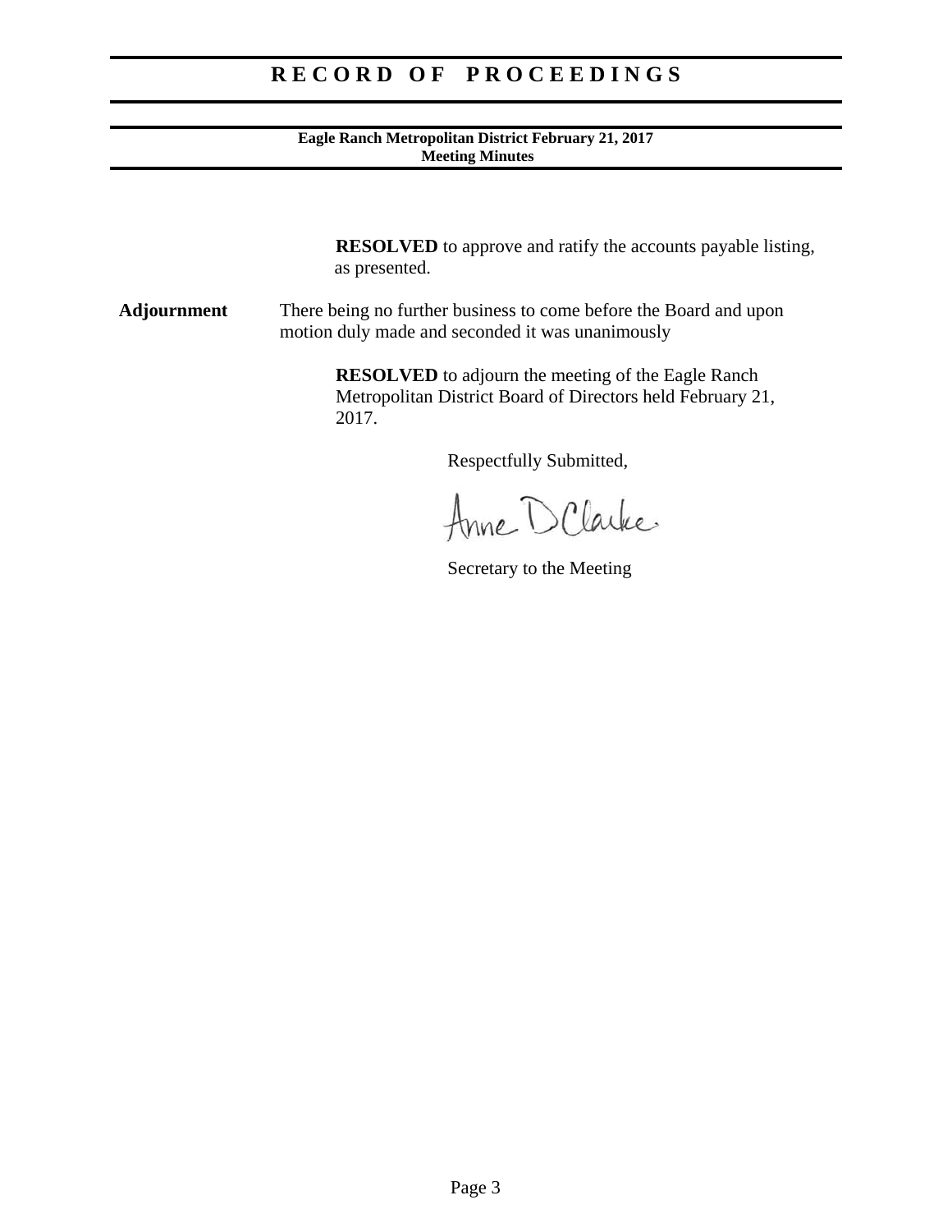**RESOLVED** to approve and ratify the accounts payable listing, as presented.

**Adjournment** There being no further business to come before the Board and upon motion duly made and seconded it was unanimously

**RESOLVED** to adjourn the meeting of the Eagle Ranch Metropolitan District Board of Directors held February 21, 2017.

Respectfully Submitted,

Anne D Clarke

Secretary to the Meeting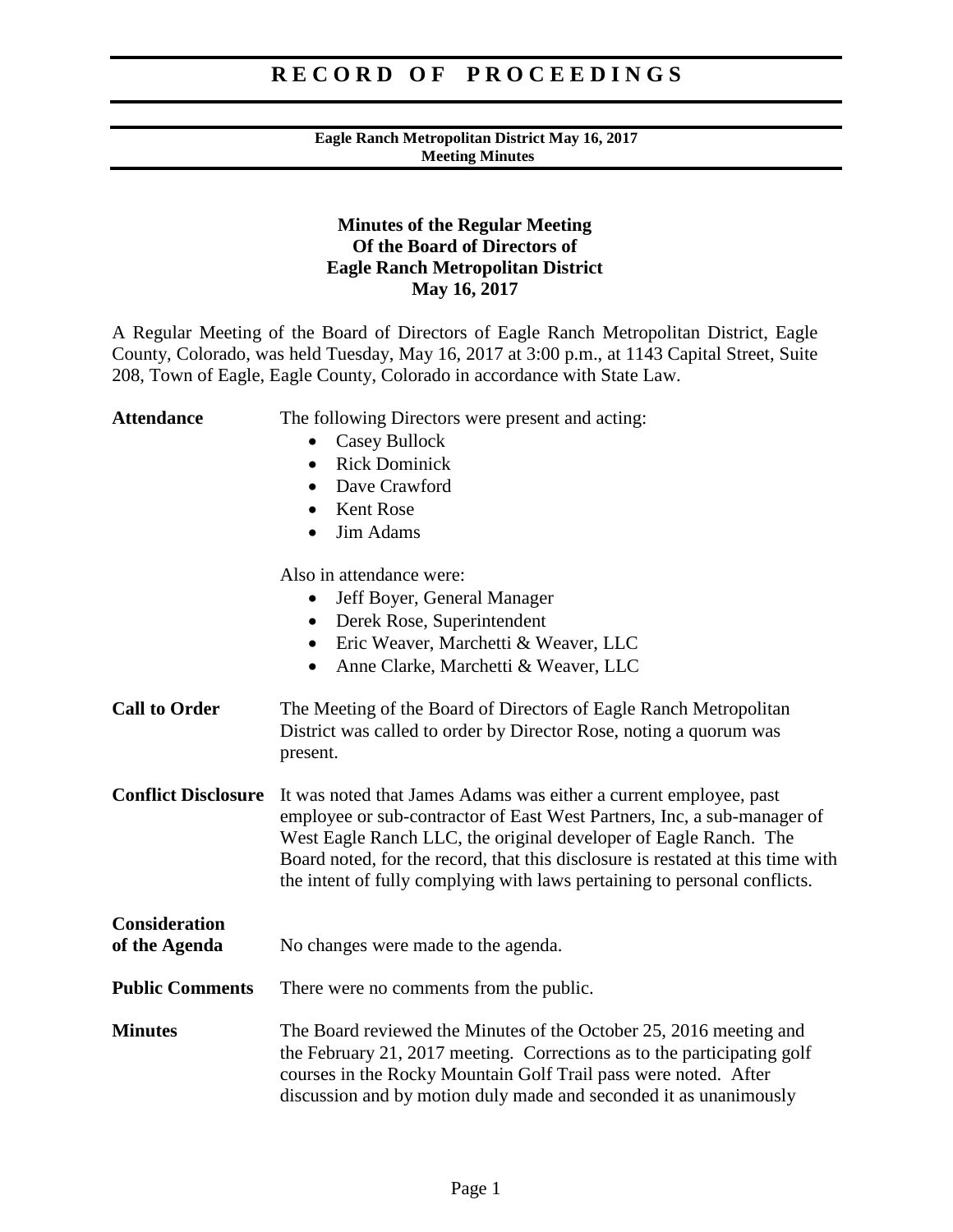# RECORD OF PROCEEDINGS

**Eagle Ranch Metropolitan District May 16, 2017**
**Meeting Minutes**

## Minutes of the Regular Meeting Of the Board of Directors of Eagle Ranch Metropolitan District May 16, 2017

A Regular Meeting of the Board of Directors of Eagle Ranch Metropolitan District, Eagle County, Colorado, was held Tuesday, May 16, 2017 at 3:00 p.m., at 1143 Capital Street, Suite 208, Town of Eagle, Eagle County, Colorado in accordance with State Law.

**Attendance**

The following Directors were present and acting:

- Casey Bullock
- Rick Dominick
- Dave Crawford
- Kent Rose
- Jim Adams

Also in attendance were:

- Jeff Boyer, General Manager
- Derek Rose, Superintendent
- Eric Weaver, Marchetti & Weaver, LLC
- Anne Clarke, Marchetti & Weaver, LLC

**Call to Order**

The Meeting of the Board of Directors of Eagle Ranch Metropolitan District was called to order by Director Rose, noting a quorum was present.

**Conflict Disclosure**

It was noted that James Adams was either a current employee, past employee or sub-contractor of East West Partners, Inc, a sub-manager of West Eagle Ranch LLC, the original developer of Eagle Ranch. The Board noted, for the record, that this disclosure is restated at this time with the intent of fully complying with laws pertaining to personal conflicts.

**Consideration of the Agenda**

No changes were made to the agenda.

**Public Comments**

There were no comments from the public.

**Minutes**

The Board reviewed the Minutes of the October 25, 2016 meeting and the February 21, 2017 meeting. Corrections as to the participating golf courses in the Rocky Mountain Golf Trail pass were noted. After discussion and by motion duly made and seconded it as unanimously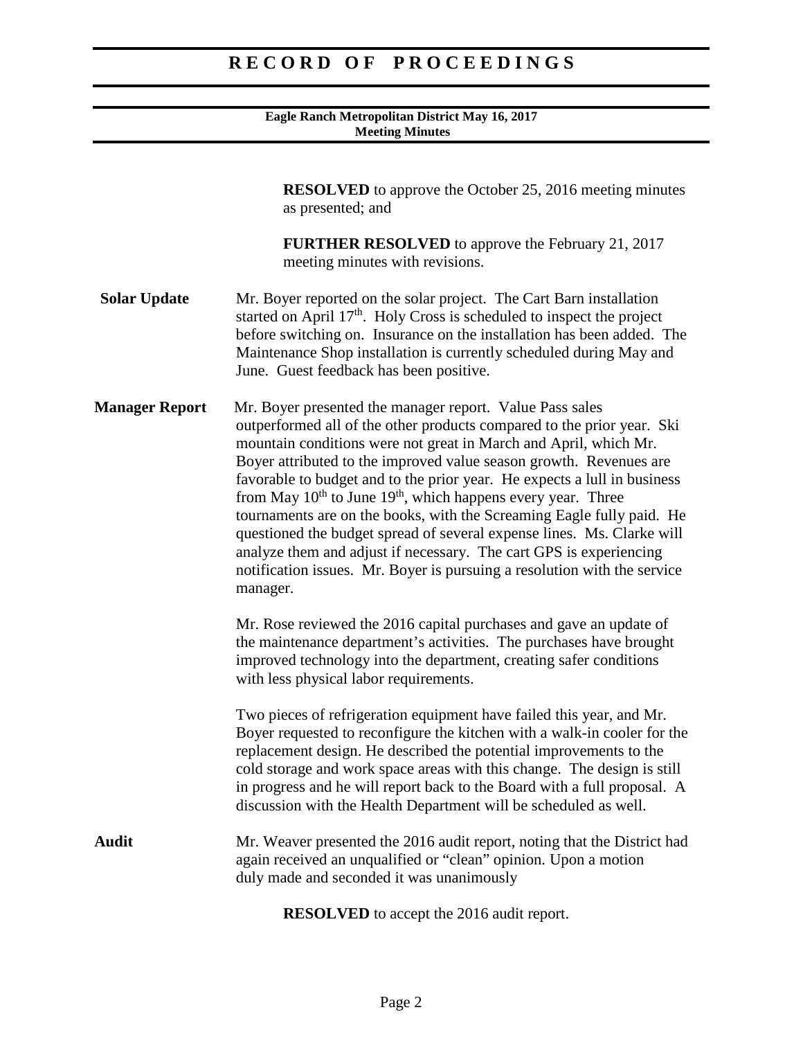**RESOLVED** to approve the October 25, 2016 meeting minutes as presented; and

**FURTHER RESOLVED** to approve the February 21, 2017 meeting minutes with revisions.

**Solar Update** Mr. Boyer reported on the solar project. The Cart Barn installation started on April 17th. Holy Cross is scheduled to inspect the project before switching on. Insurance on the installation has been added. The Maintenance Shop installation is currently scheduled during May and June. Guest feedback has been positive.

**Manager Report** Mr. Boyer presented the manager report. Value Pass sales outperformed all of the other products compared to the prior year. Ski mountain conditions were not great in March and April, which Mr. Boyer attributed to the improved value season growth. Revenues are favorable to budget and to the prior year. He expects a lull in business from May 10th to June 19th, which happens every year. Three tournaments are on the books, with the Screaming Eagle fully paid. He questioned the budget spread of several expense lines. Ms. Clarke will analyze them and adjust if necessary. The cart GPS is experiencing notification issues. Mr. Boyer is pursuing a resolution with the service manager.

Mr. Rose reviewed the 2016 capital purchases and gave an update of the maintenance department's activities. The purchases have brought improved technology into the department, creating safer conditions with less physical labor requirements.

Two pieces of refrigeration equipment have failed this year, and Mr. Boyer requested to reconfigure the kitchen with a walk-in cooler for the replacement design. He described the potential improvements to the cold storage and work space areas with this change. The design is still in progress and he will report back to the Board with a full proposal. A discussion with the Health Department will be scheduled as well.

**Audit** Mr. Weaver presented the 2016 audit report, noting that the District had again received an unqualified or "clean" opinion. Upon a motion duly made and seconded it was unanimously

**RESOLVED** to accept the 2016 audit report.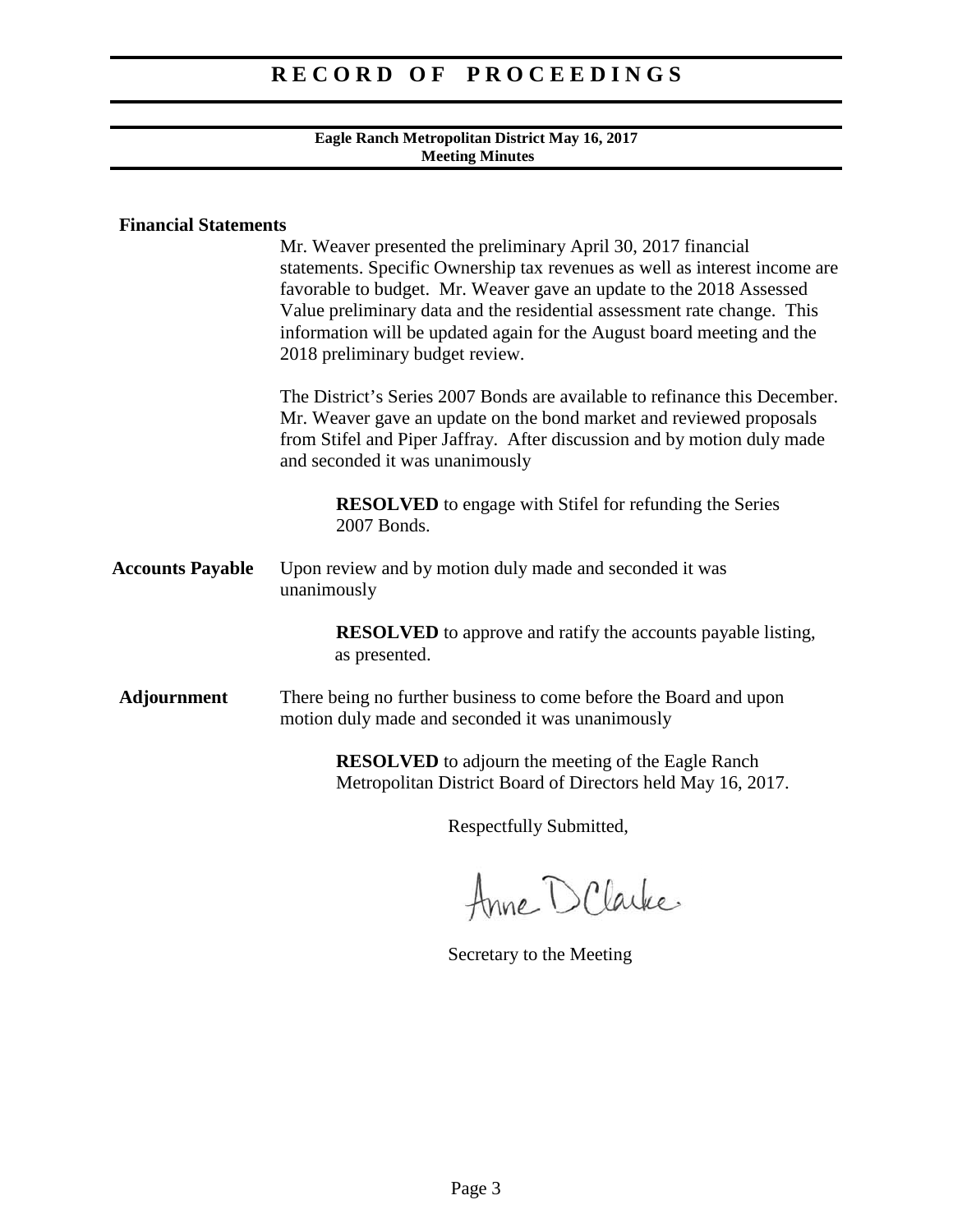**Financial Statements**

Mr. Weaver presented the preliminary April 30, 2017 financial statements. Specific Ownership tax revenues as well as interest income are favorable to budget. Mr. Weaver gave an update to the 2018 Assessed Value preliminary data and the residential assessment rate change. This information will be updated again for the August board meeting and the 2018 preliminary budget review.

The District's Series 2007 Bonds are available to refinance this December. Mr. Weaver gave an update on the bond market and reviewed proposals from Stifel and Piper Jaffray. After discussion and by motion duly made and seconded it was unanimously

> **RESOLVED** to engage with Stifel for refunding the Series 2007 Bonds.

**Accounts Payable**

Upon review and by motion duly made and seconded it was unanimously

> **RESOLVED** to approve and ratify the accounts payable listing, as presented.

**Adjournment**

There being no further business to come before the Board and upon motion duly made and seconded it was unanimously

> **RESOLVED** to adjourn the meeting of the Eagle Ranch Metropolitan District Board of Directors held May 16, 2017.

Respectfully Submitted,

Anne D Clarke

Secretary to the Meeting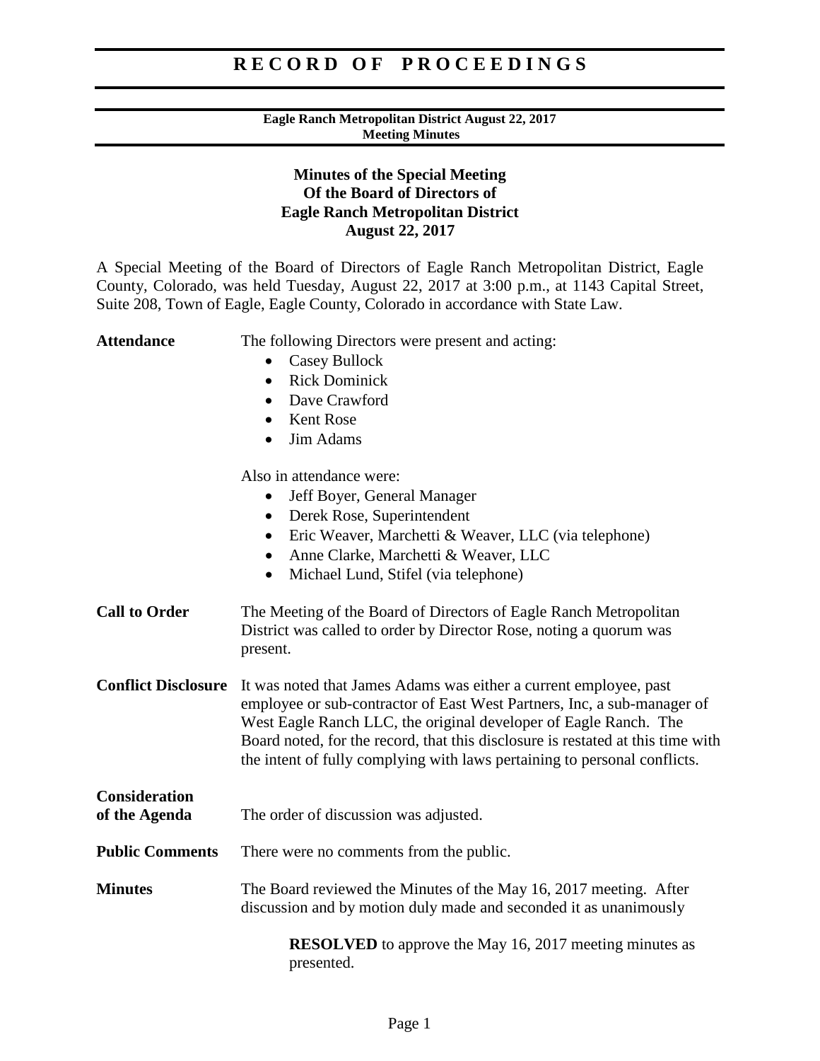# RECORD OF PROCEEDINGS

**Eagle Ranch Metropolitan District August 22, 2017**
**Meeting Minutes**

## Minutes of the Special Meeting Of the Board of Directors of Eagle Ranch Metropolitan District August 22, 2017

A Special Meeting of the Board of Directors of Eagle Ranch Metropolitan District, Eagle County, Colorado, was held Tuesday, August 22, 2017 at 3:00 p.m., at 1143 Capital Street, Suite 208, Town of Eagle, Eagle County, Colorado in accordance with State Law.

**Attendance**

The following Directors were present and acting:

- Casey Bullock
- Rick Dominick
- Dave Crawford
- Kent Rose
- Jim Adams

Also in attendance were:

- Jeff Boyer, General Manager
- Derek Rose, Superintendent
- Eric Weaver, Marchetti & Weaver, LLC (via telephone)
- Anne Clarke, Marchetti & Weaver, LLC
- Michael Lund, Stifel (via telephone)

**Call to Order**

The Meeting of the Board of Directors of Eagle Ranch Metropolitan District was called to order by Director Rose, noting a quorum was present.

**Conflict Disclosure**

It was noted that James Adams was either a current employee, past employee or sub-contractor of East West Partners, Inc, a sub-manager of West Eagle Ranch LLC, the original developer of Eagle Ranch. The Board noted, for the record, that this disclosure is restated at this time with the intent of fully complying with laws pertaining to personal conflicts.

**Consideration of the Agenda**

The order of discussion was adjusted.

**Public Comments**

There were no comments from the public.

**Minutes**

The Board reviewed the Minutes of the May 16, 2017 meeting. After discussion and by motion duly made and seconded it as unanimously

**RESOLVED** to approve the May 16, 2017 meeting minutes as presented.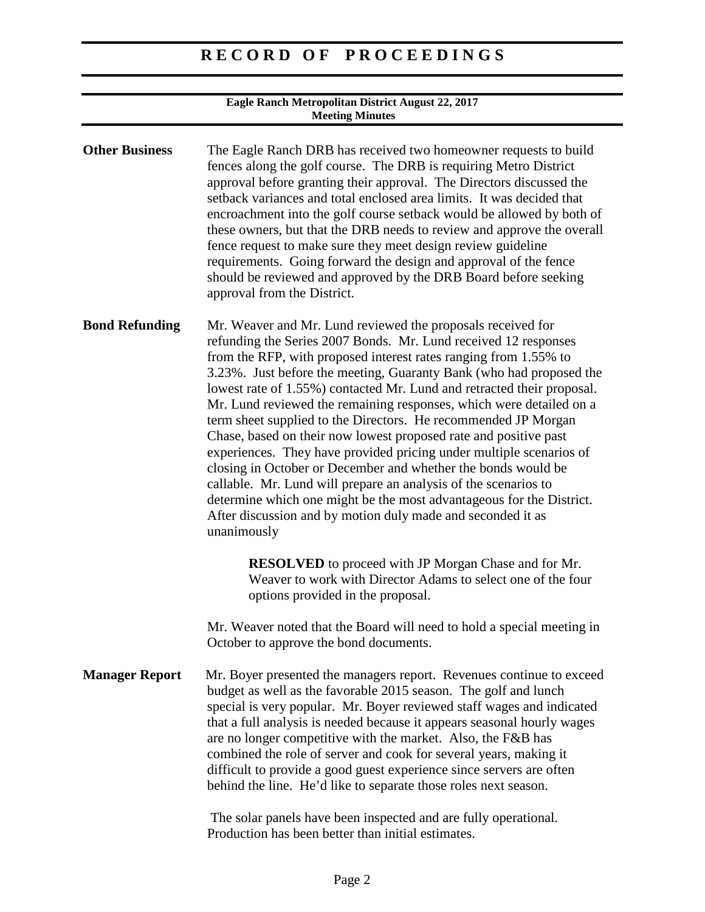# RECORD OF PROCEEDINGS

**Eagle Ranch Metropolitan District August 22, 2017**
**Meeting Minutes**

**Other Business**

The Eagle Ranch DRB has received two homeowner requests to build fences along the golf course. The DRB is requiring Metro District approval before granting their approval. The Directors discussed the setback variances and total enclosed area limits. It was decided that encroachment into the golf course setback would be allowed by both of these owners, but that the DRB needs to review and approve the overall fence request to make sure they meet design review guideline requirements. Going forward the design and approval of the fence should be reviewed and approved by the DRB Board before seeking approval from the District.

**Bond Refunding**

Mr. Weaver and Mr. Lund reviewed the proposals received for refunding the Series 2007 Bonds. Mr. Lund received 12 responses from the RFP, with proposed interest rates ranging from 1.55% to 3.23%. Just before the meeting, Guaranty Bank (who had proposed the lowest rate of 1.55%) contacted Mr. Lund and retracted their proposal. Mr. Lund reviewed the remaining responses, which were detailed on a term sheet supplied to the Directors. He recommended JP Morgan Chase, based on their now lowest proposed rate and positive past experiences. They have provided pricing under multiple scenarios of closing in October or December and whether the bonds would be callable. Mr. Lund will prepare an analysis of the scenarios to determine which one might be the most advantageous for the District. After discussion and by motion duly made and seconded it as unanimously

> **RESOLVED** to proceed with JP Morgan Chase and for Mr. Weaver to work with Director Adams to select one of the four options provided in the proposal.

Mr. Weaver noted that the Board will need to hold a special meeting in October to approve the bond documents.

**Manager Report**

Mr. Boyer presented the managers report. Revenues continue to exceed budget as well as the favorable 2015 season. The golf and lunch special is very popular. Mr. Boyer reviewed staff wages and indicated that a full analysis is needed because it appears seasonal hourly wages are no longer competitive with the market. Also, the F&B has combined the role of server and cook for several years, making it difficult to provide a good guest experience since servers are often behind the line. He'd like to separate those roles next season.

The solar panels have been inspected and are fully operational. Production has been better than initial estimates.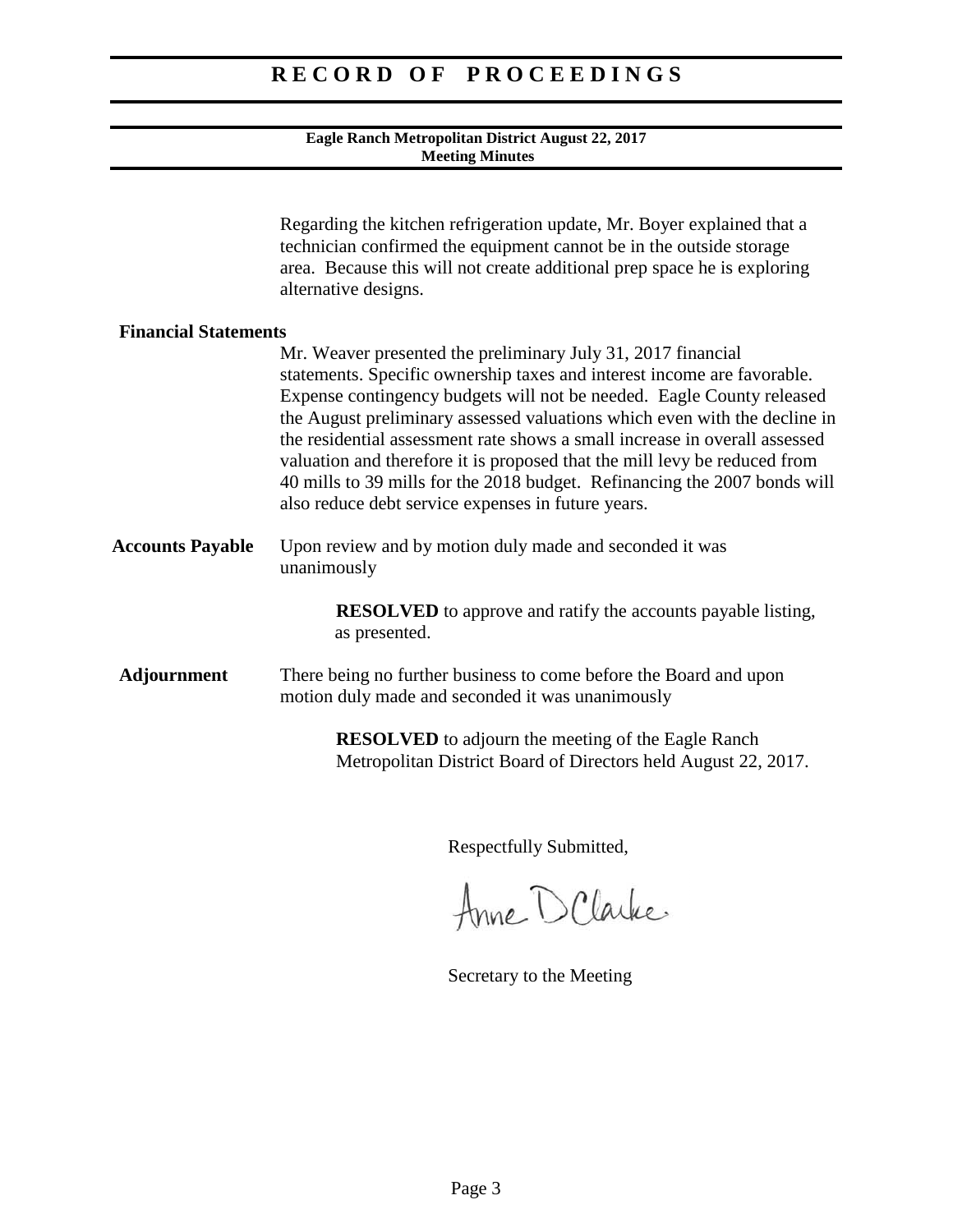Regarding the kitchen refrigeration update, Mr. Boyer explained that a technician confirmed the equipment cannot be in the outside storage area. Because this will not create additional prep space he is exploring alternative designs.

**Financial Statements**

Mr. Weaver presented the preliminary July 31, 2017 financial statements. Specific ownership taxes and interest income are favorable. Expense contingency budgets will not be needed. Eagle County released the August preliminary assessed valuations which even with the decline in the residential assessment rate shows a small increase in overall assessed valuation and therefore it is proposed that the mill levy be reduced from 40 mills to 39 mills for the 2018 budget. Refinancing the 2007 bonds will also reduce debt service expenses in future years.

**Accounts Payable**

Upon review and by motion duly made and seconded it was unanimously

> **RESOLVED** to approve and ratify the accounts payable listing, as presented.

**Adjournment**

There being no further business to come before the Board and upon motion duly made and seconded it was unanimously

> **RESOLVED** to adjourn the meeting of the Eagle Ranch Metropolitan District Board of Directors held August 22, 2017.

Respectfully Submitted,

Anne D Clarke

Secretary to the Meeting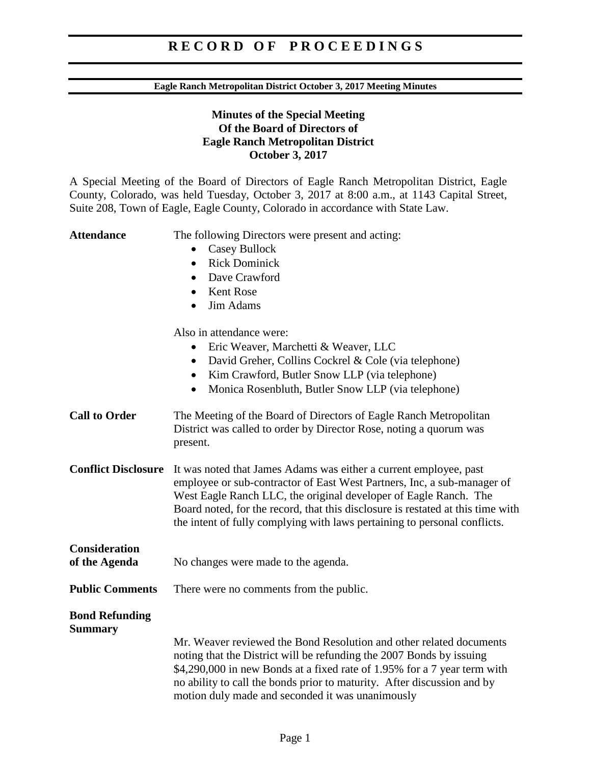# RECORD OF PROCEEDINGS

**Eagle Ranch Metropolitan District October 3, 2017 Meeting Minutes**

**Minutes of the Special Meeting**
**Of the Board of Directors of**
**Eagle Ranch Metropolitan District**
**October 3, 2017**

A Special Meeting of the Board of Directors of Eagle Ranch Metropolitan District, Eagle County, Colorado, was held Tuesday, October 3, 2017 at 8:00 a.m., at 1143 Capital Street, Suite 208, Town of Eagle, Eagle County, Colorado in accordance with State Law.

**Attendance**

The following Directors were present and acting:

- Casey Bullock
- Rick Dominick
- Dave Crawford
- Kent Rose
- Jim Adams

Also in attendance were:

- Eric Weaver, Marchetti & Weaver, LLC
- David Greher, Collins Cockrel & Cole (via telephone)
- Kim Crawford, Butler Snow LLP (via telephone)
- Monica Rosenbluth, Butler Snow LLP (via telephone)

**Call to Order**

The Meeting of the Board of Directors of Eagle Ranch Metropolitan District was called to order by Director Rose, noting a quorum was present.

**Conflict Disclosure**

It was noted that James Adams was either a current employee, past employee or sub-contractor of East West Partners, Inc, a sub-manager of West Eagle Ranch LLC, the original developer of Eagle Ranch. The Board noted, for the record, that this disclosure is restated at this time with the intent of fully complying with laws pertaining to personal conflicts.

**Consideration of the Agenda**

No changes were made to the agenda.

**Public Comments**

There were no comments from the public.

**Bond Refunding Summary**

Mr. Weaver reviewed the Bond Resolution and other related documents noting that the District will be refunding the 2007 Bonds by issuing $4,290,000 in new Bonds at a fixed rate of 1.95% for a 7 year term with no ability to call the bonds prior to maturity. After discussion and by motion duly made and seconded it was unanimously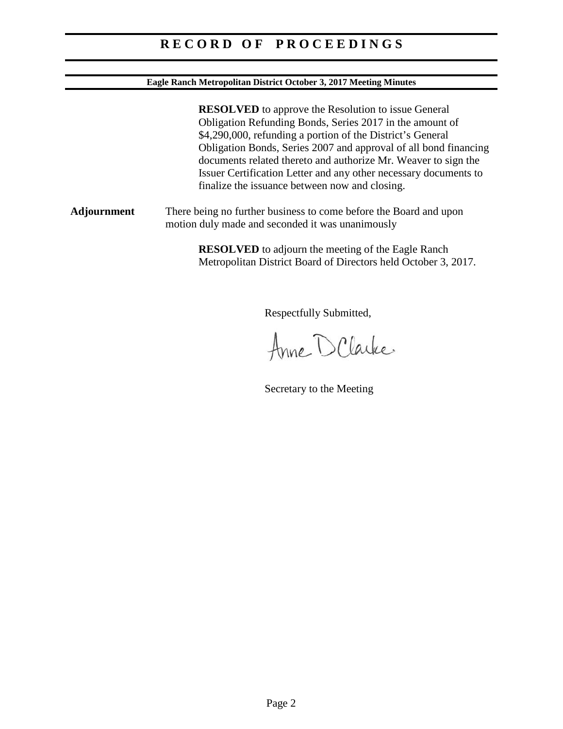**RESOLVED** to approve the Resolution to issue General Obligation Refunding Bonds, Series 2017 in the amount of $4,290,000, refunding a portion of the District's General Obligation Bonds, Series 2007 and approval of all bond financing documents related thereto and authorize Mr. Weaver to sign the Issuer Certification Letter and any other necessary documents to finalize the issuance between now and closing.

**Adjournment**

There being no further business to come before the Board and upon motion duly made and seconded it was unanimously

**RESOLVED** to adjourn the meeting of the Eagle Ranch Metropolitan District Board of Directors held October 3, 2017.

Respectfully Submitted,

Anne D Clarke

Secretary to the Meeting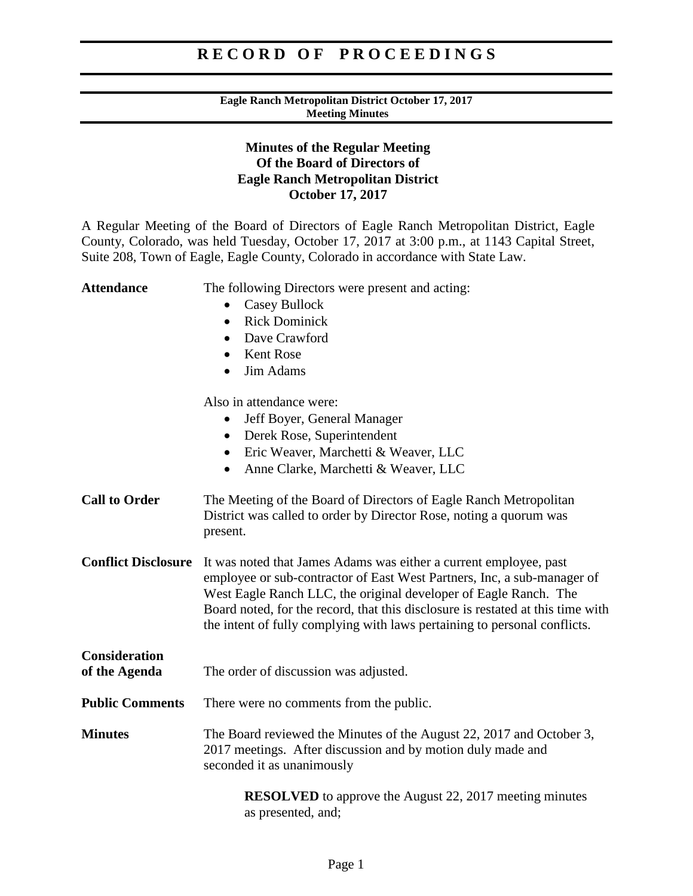**Minutes of the Regular Meeting**
**Of the Board of Directors of**
**Eagle Ranch Metropolitan District**
**October 17, 2017**

A Regular Meeting of the Board of Directors of Eagle Ranch Metropolitan District, Eagle County, Colorado, was held Tuesday, October 17, 2017 at 3:00 p.m., at 1143 Capital Street, Suite 208, Town of Eagle, Eagle County, Colorado in accordance with State Law.

**Attendance**

The following Directors were present and acting:

- Casey Bullock
- Rick Dominick
- Dave Crawford
- Kent Rose
- Jim Adams

Also in attendance were:

- Jeff Boyer, General Manager
- Derek Rose, Superintendent
- Eric Weaver, Marchetti & Weaver, LLC
- Anne Clarke, Marchetti & Weaver, LLC

**Call to Order**

The Meeting of the Board of Directors of Eagle Ranch Metropolitan District was called to order by Director Rose, noting a quorum was present.

**Conflict Disclosure**

It was noted that James Adams was either a current employee, past employee or sub-contractor of East West Partners, Inc, a sub-manager of West Eagle Ranch LLC, the original developer of Eagle Ranch. The Board noted, for the record, that this disclosure is restated at this time with the intent of fully complying with laws pertaining to personal conflicts.

**Consideration of the Agenda**

The order of discussion was adjusted.

**Public Comments**

There were no comments from the public.

**Minutes**

The Board reviewed the Minutes of the August 22, 2017 and October 3, 2017 meetings. After discussion and by motion duly made and seconded it as unanimously

> **RESOLVED** to approve the August 22, 2017 meeting minutes as presented, and;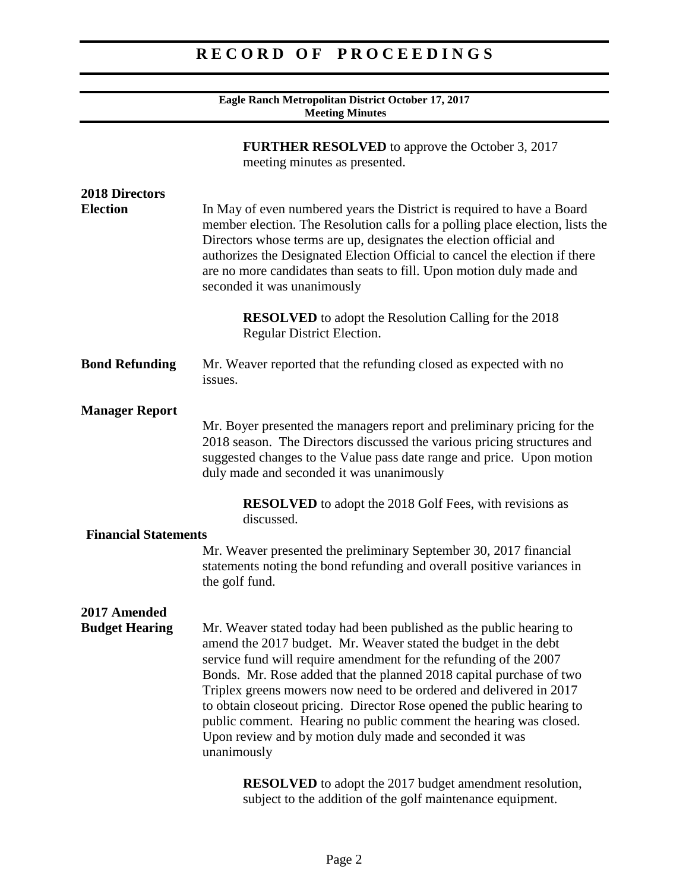**FURTHER RESOLVED** to approve the October 3, 2017 meeting minutes as presented.

**2018 Directors Election**

In May of even numbered years the District is required to have a Board member election. The Resolution calls for a polling place election, lists the Directors whose terms are up, designates the election official and authorizes the Designated Election Official to cancel the election if there are no more candidates than seats to fill. Upon motion duly made and seconded it was unanimously

**RESOLVED** to adopt the Resolution Calling for the 2018 Regular District Election.

**Bond Refunding**

Mr. Weaver reported that the refunding closed as expected with no issues.

**Manager Report**

Mr. Boyer presented the managers report and preliminary pricing for the 2018 season. The Directors discussed the various pricing structures and suggested changes to the Value pass date range and price. Upon motion duly made and seconded it was unanimously

**RESOLVED** to adopt the 2018 Golf Fees, with revisions as discussed.

**Financial Statements**

Mr. Weaver presented the preliminary September 30, 2017 financial statements noting the bond refunding and overall positive variances in the golf fund.

**2017 Amended Budget Hearing**

Mr. Weaver stated today had been published as the public hearing to amend the 2017 budget. Mr. Weaver stated the budget in the debt service fund will require amendment for the refunding of the 2007 Bonds. Mr. Rose added that the planned 2018 capital purchase of two Triplex greens mowers now need to be ordered and delivered in 2017 to obtain closeout pricing. Director Rose opened the public hearing to public comment. Hearing no public comment the hearing was closed. Upon review and by motion duly made and seconded it was unanimously

**RESOLVED** to adopt the 2017 budget amendment resolution, subject to the addition of the golf maintenance equipment.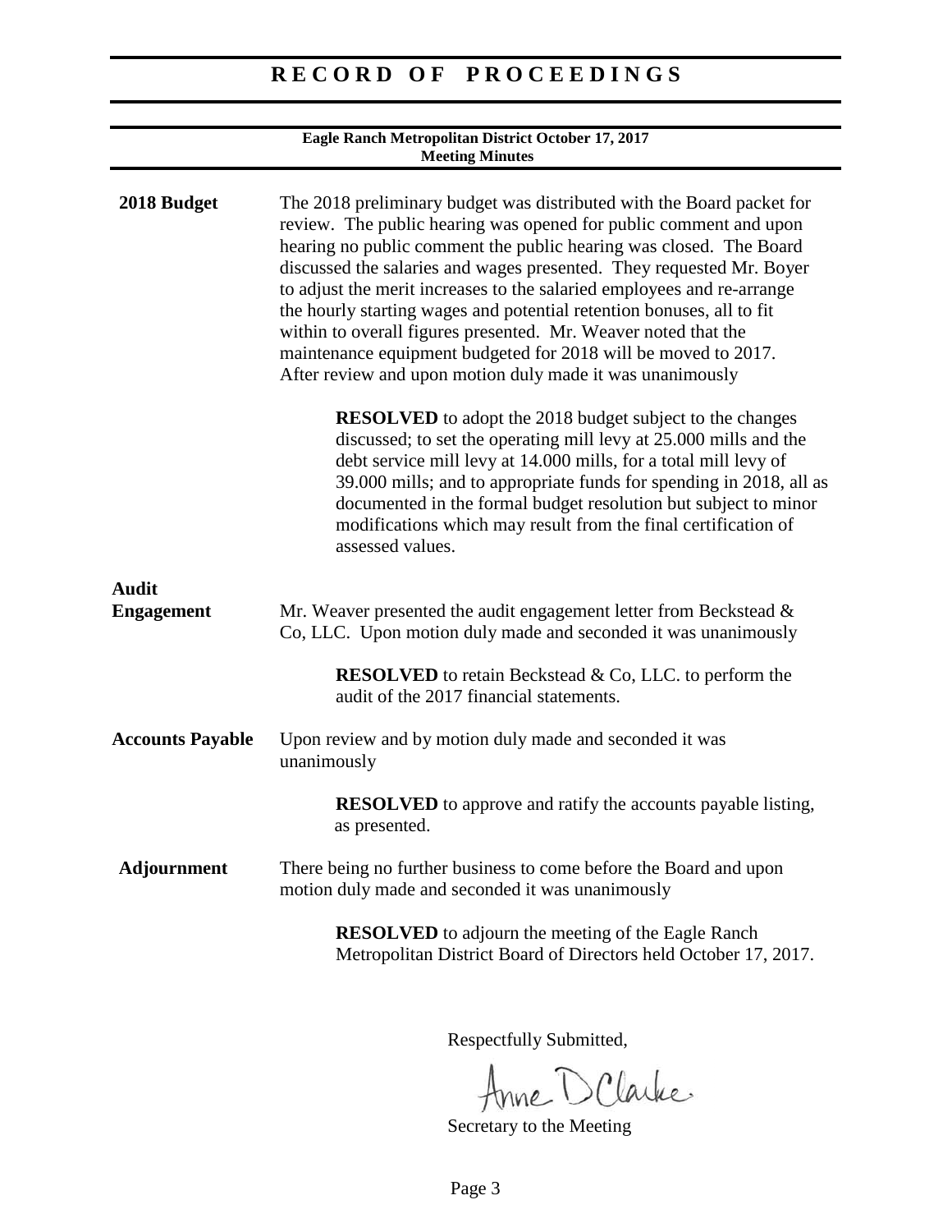**2018 Budget**

The 2018 preliminary budget was distributed with the Board packet for review. The public hearing was opened for public comment and upon hearing no public comment the public hearing was closed. The Board discussed the salaries and wages presented. They requested Mr. Boyer to adjust the merit increases to the salaried employees and re-arrange the hourly starting wages and potential retention bonuses, all to fit within to overall figures presented. Mr. Weaver noted that the maintenance equipment budgeted for 2018 will be moved to 2017. After review and upon motion duly made it was unanimously

> **RESOLVED** to adopt the 2018 budget subject to the changes discussed; to set the operating mill levy at 25.000 mills and the debt service mill levy at 14.000 mills, for a total mill levy of 39.000 mills; and to appropriate funds for spending in 2018, all as documented in the formal budget resolution but subject to minor modifications which may result from the final certification of assessed values.

**Audit Engagement**

Mr. Weaver presented the audit engagement letter from Beckstead & Co, LLC. Upon motion duly made and seconded it was unanimously

> **RESOLVED** to retain Beckstead & Co, LLC. to perform the audit of the 2017 financial statements.

**Accounts Payable**

Upon review and by motion duly made and seconded it was unanimously

> **RESOLVED** to approve and ratify the accounts payable listing, as presented.

**Adjournment**

There being no further business to come before the Board and upon motion duly made and seconded it was unanimously

> **RESOLVED** to adjourn the meeting of the Eagle Ranch Metropolitan District Board of Directors held October 17, 2017.

Respectfully Submitted,

Anne D Clarke

Secretary to the Meeting